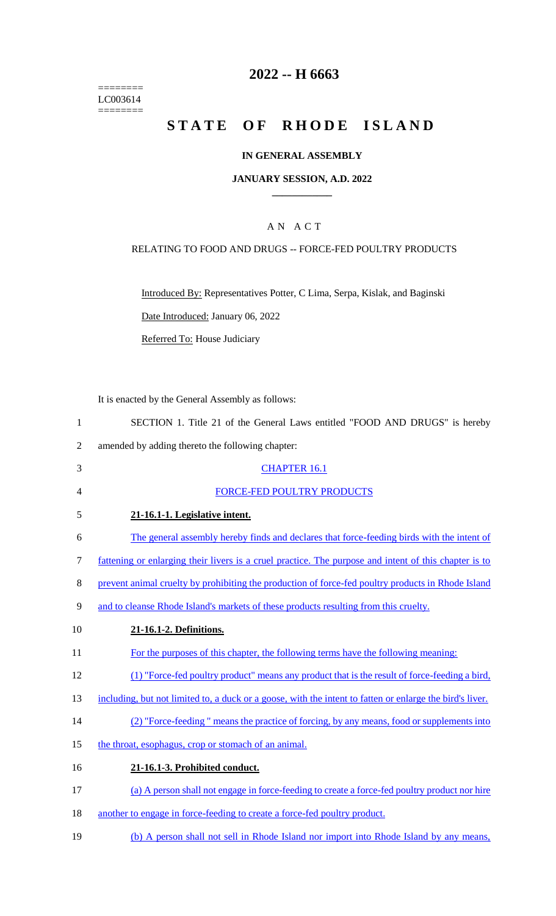========
LC003614
========

# 2022 -- H 6663

# STATE OF RHODE ISLAND

**IN GENERAL ASSEMBLY**

**JANUARY SESSION, A.D. 2022**

## A N A C T

RELATING TO FOOD AND DRUGS -- FORCE-FED POULTRY PRODUCTS

Introduced By: Representatives Potter, C Lima, Serpa, Kislak, and Baginski

Date Introduced: January 06, 2022

Referred To: House Judiciary

It is enacted by the General Assembly as follows:

1 SECTION 1. Title 21 of the General Laws entitled "FOOD AND DRUGS" is hereby
2 amended by adding thereto the following chapter:

3 CHAPTER 16.1

4 FORCE-FED POULTRY PRODUCTS

5 **21-16.1-1. Legislative intent.**

6 The general assembly hereby finds and declares that force-feeding birds with the intent of
7 fattening or enlarging their livers is a cruel practice. The purpose and intent of this chapter is to
8 prevent animal cruelty by prohibiting the production of force-fed poultry products in Rhode Island
9 and to cleanse Rhode Island's markets of these products resulting from this cruelty.

10 **21-16.1-2. Definitions.**

11 For the purposes of this chapter, the following terms have the following meaning:

12 (1) "Force-fed poultry product" means any product that is the result of force-feeding a bird,
13 including, but not limited to, a duck or a goose, with the intent to fatten or enlarge the bird's liver.

14 (2) "Force-feeding " means the practice of forcing, by any means, food or supplements into
15 the throat, esophagus, crop or stomach of an animal.

16 **21-16.1-3. Prohibited conduct.**

17 (a) A person shall not engage in force-feeding to create a force-fed poultry product nor hire
18 another to engage in force-feeding to create a force-fed poultry product.

19 (b) A person shall not sell in Rhode Island nor import into Rhode Island by any means,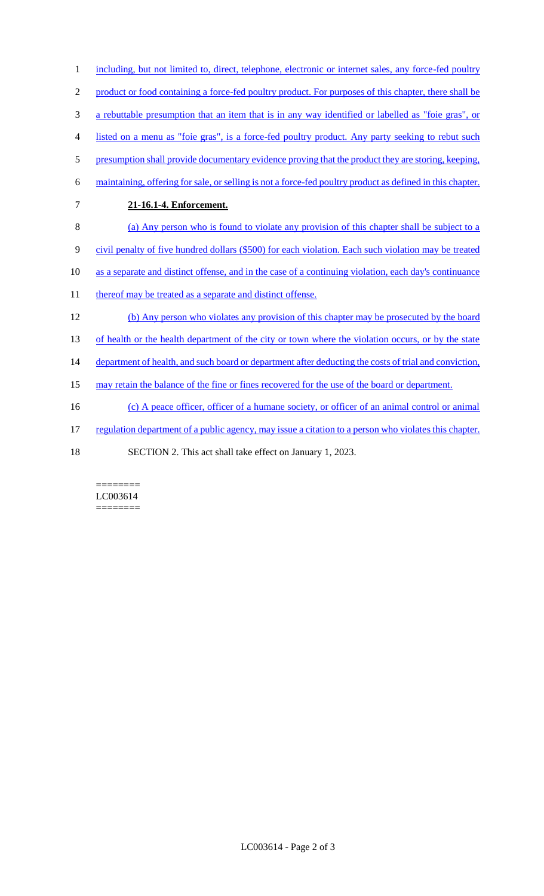including, but not limited to, direct, telephone, electronic or internet sales, any force-fed poultry product or food containing a force-fed poultry product. For purposes of this chapter, there shall be a rebuttable presumption that an item that is in any way identified or labelled as "foie gras", or listed on a menu as "foie gras", is a force-fed poultry product. Any party seeking to rebut such presumption shall provide documentary evidence proving that the product they are storing, keeping, maintaining, offering for sale, or selling is not a force-fed poultry product as defined in this chapter.

**21-16.1-4. Enforcement.**

(a) Any person who is found to violate any provision of this chapter shall be subject to a civil penalty of five hundred dollars ($500) for each violation. Each such violation may be treated as a separate and distinct offense, and in the case of a continuing violation, each day's continuance thereof may be treated as a separate and distinct offense.

(b) Any person who violates any provision of this chapter may be prosecuted by the board of health or the health department of the city or town where the violation occurs, or by the state department of health, and such board or department after deducting the costs of trial and conviction, may retain the balance of the fine or fines recovered for the use of the board or department.

(c) A peace officer, officer of a humane society, or officer of an animal control or animal regulation department of a public agency, may issue a citation to a person who violates this chapter.

SECTION 2. This act shall take effect on January 1, 2023.

========
LC003614
========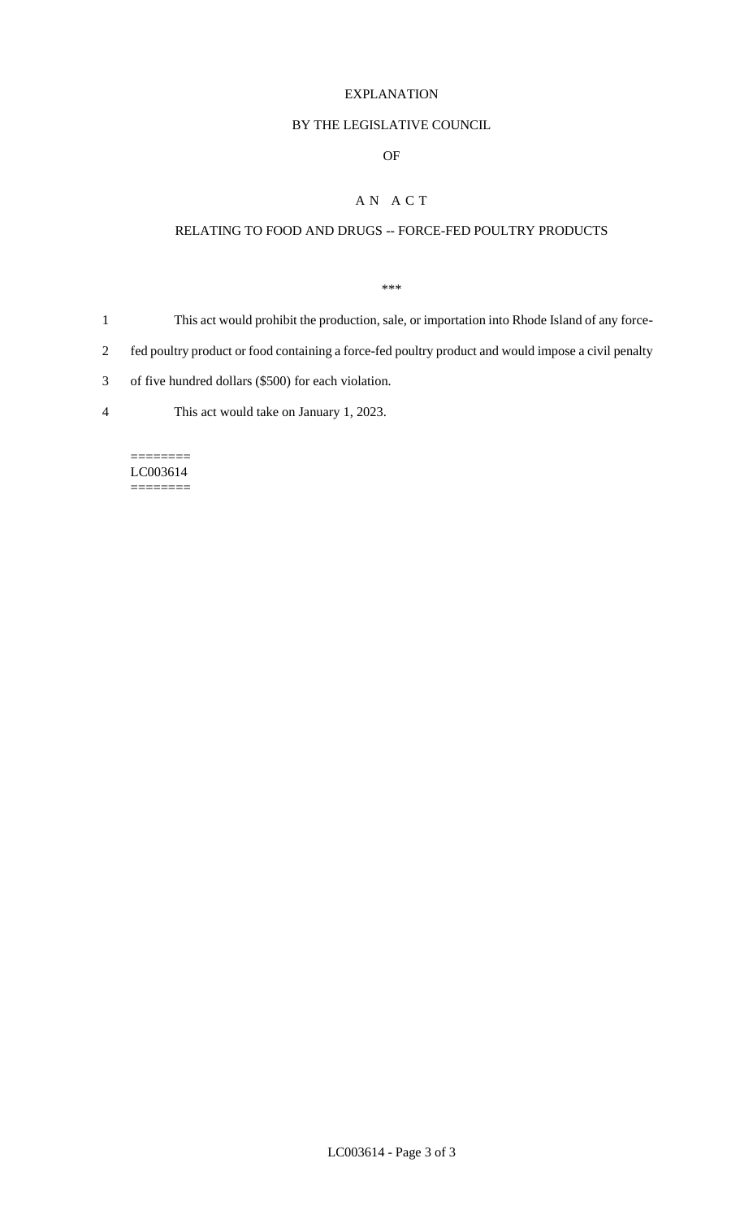EXPLANATION

BY THE LEGISLATIVE COUNCIL

OF

A N A C T

RELATING TO FOOD AND DRUGS -- FORCE-FED POULTRY PRODUCTS

\*\*\*

1 This act would prohibit the production, sale, or importation into Rhode Island of any force-
2 fed poultry product or food containing a force-fed poultry product and would impose a civil penalty
3 of five hundred dollars ($500) for each violation.
4 This act would take on January 1, 2023.

========
LC003614
========